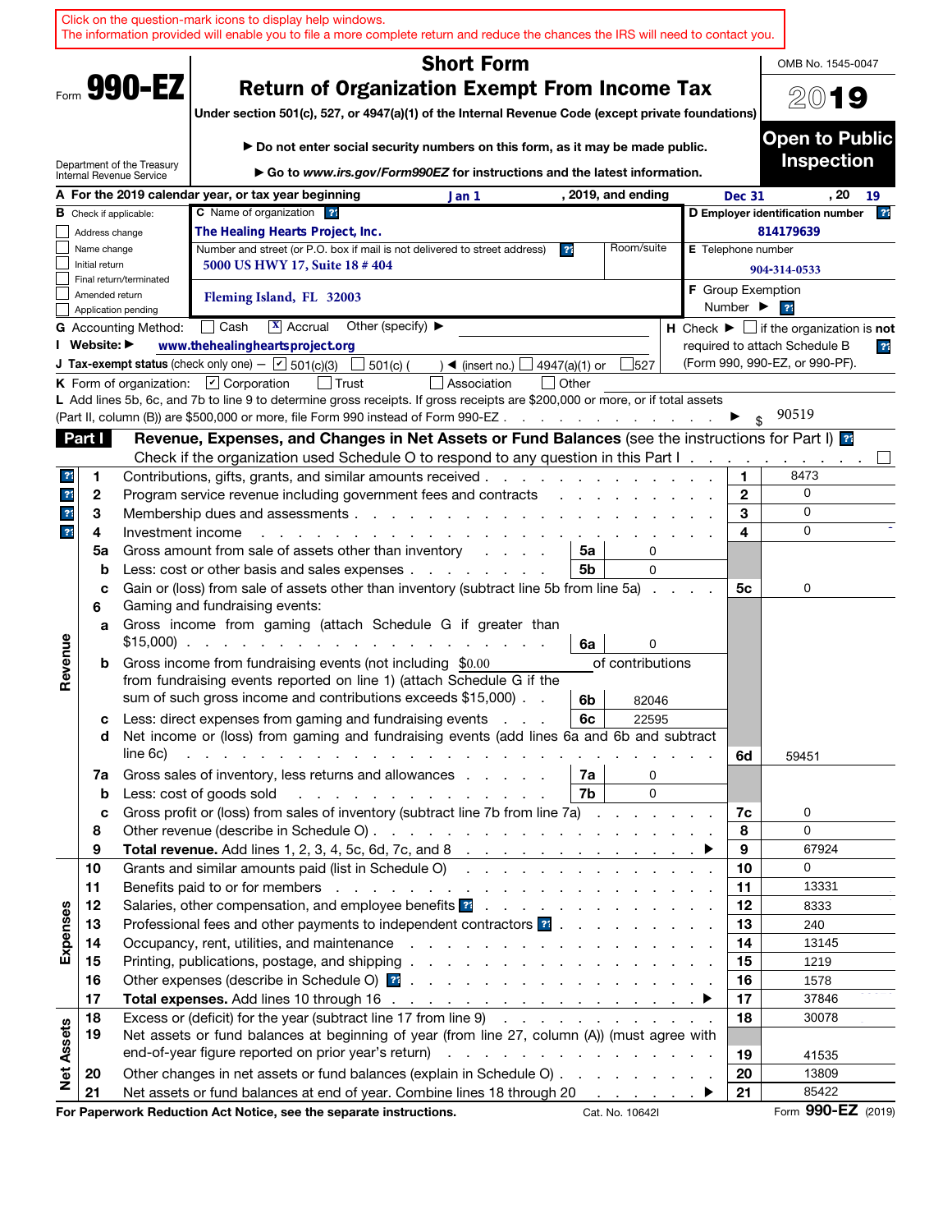Click on the question-mark icons to display help windows.
The information provided will enable you to file a more complete return and reduce the chances the IRS will need to contact you.

Form **990-EZ**

Department of the Treasury
Internal Revenue Service

# Short Form
## Return of Organization Exempt From Income Tax

**Under section 501(c), 527, or 4947(a)(1) of the Internal Revenue Code (except private foundations)**

▶ Do not enter social security numbers on this form, as it may be made public.

▶ Go to *www.irs.gov/Form990EZ* for instructions and the latest information.

OMB No. 1545-0047

**2019**

**Open to Public Inspection**

**A** For the 2019 calendar year, or tax year beginning Jan 1, 2019, and ending Dec 31, 20 19

**B** Check if applicable:
- ☐ Address change
- ☐ Name change
- ☐ Initial return
- ☐ Final return/terminated
- ☐ Amended return
- ☐ Application pending

**C** Name of organization: The Healing Hearts Project, Inc.

Number and street (or P.O. box if mail is not delivered to street address): 5000 US HWY 17, Suite 18 # 404 | Room/suite

City or town, state or province, country, and ZIP or foreign postal code: Fleming Island, FL 32003

**D** Employer identification number: 814179639

**E** Telephone number: 904-314-0533

**F** Group Exemption Number ▶

**G** Accounting Method: ☐ Cash ☒ Accrual Other (specify) ▶

**H** Check ▶ ☐ if the organization is **not** required to attach Schedule B (Form 990, 990-EZ, or 990-PF).

**I** Website: ▶ www.thehealingheartsproject.org

**J** Tax-exempt status (check only one) — ☑ 501(c)(3) ☐ 501(c) ( ) ◀ (insert no.) ☐ 4947(a)(1) or ☐ 527

**K** Form of organization: ☑ Corporation ☐ Trust ☐ Association ☐ Other

**L** Add lines 5b, 6c, and 7b to line 9 to determine gross receipts. If gross receipts are $200,000 or more, or if total assets (Part II, column (B)) are $500,000 or more, file Form 990 instead of Form 990-EZ . . . ▶ $ 90519

**Part I** **Revenue, Expenses, and Changes in Net Assets or Fund Balances** (see the instructions for Part I)

Check if the organization used Schedule O to respond to any question in this Part I . . . ☐

| Section | Line | Description | Sub-line | Sub-amount | Line | Amount |
|---|---|---|---|---|---|---|
| Revenue | 1 | Contributions, gifts, grants, and similar amounts received | | | 1 | 8473 |
| | 2 | Program service revenue including government fees and contracts | | | 2 | 0 |
| | 3 | Membership dues and assessments | | | 3 | 0 |
| | 4 | Investment income | | | 4 | 0 |
| | 5a | Gross amount from sale of assets other than inventory | 5a | 0 | | |
| | b | Less: cost or other basis and sales expenses | 5b | 0 | | |
| | c | Gain or (loss) from sale of assets other than inventory (subtract line 5b from line 5a) | | | 5c | 0 |
| | 6 | Gaming and fundraising events: | | | | |
| | a | Gross income from gaming (attach Schedule G if greater than $15,000) | 6a | 0 | | |
| | b | Gross income from fundraising events (not including $0.00 of contributions from fundraising events reported on line 1) (attach Schedule G if the sum of such gross income and contributions exceeds $15,000) | 6b | 82046 | | |
| | c | Less: direct expenses from gaming and fundraising events | 6c | 22595 | | |
| | d | Net income or (loss) from gaming and fundraising events (add lines 6a and 6b and subtract line 6c) | | | 6d | 59451 |
| | 7a | Gross sales of inventory, less returns and allowances | 7a | 0 | | |
| | b | Less: cost of goods sold | 7b | 0 | | |
| | c | Gross profit or (loss) from sales of inventory (subtract line 7b from line 7a) | | | 7c | 0 |
| | 8 | Other revenue (describe in Schedule O) | | | 8 | 0 |
| | 9 | **Total revenue.** Add lines 1, 2, 3, 4, 5c, 6d, 7c, and 8 ▶ | | | 9 | 67924 |
| Expenses | 10 | Grants and similar amounts paid (list in Schedule O) | | | 10 | 0 |
| | 11 | Benefits paid to or for members | | | 11 | 13331 |
| | 12 | Salaries, other compensation, and employee benefits | | | 12 | 8333 |
| | 13 | Professional fees and other payments to independent contractors | | | 13 | 240 |
| | 14 | Occupancy, rent, utilities, and maintenance | | | 14 | 13145 |
| | 15 | Printing, publications, postage, and shipping | | | 15 | 1219 |
| | 16 | Other expenses (describe in Schedule O) | | | 16 | 1578 |
| | 17 | **Total expenses.** Add lines 10 through 16 ▶ | | | 17 | 37846 |
| Net Assets | 18 | Excess or (deficit) for the year (subtract line 17 from line 9) | | | 18 | 30078 |
| | 19 | Net assets or fund balances at beginning of year (from line 27, column (A)) (must agree with end-of-year figure reported on prior year's return) | | | 19 | 41535 |
| | 20 | Other changes in net assets or fund balances (explain in Schedule O) | | | 20 | 13809 |
| | 21 | Net assets or fund balances at end of year. Combine lines 18 through 20 ▶ | | | 21 | 85422 |

**For Paperwork Reduction Act Notice, see the separate instructions.** Cat. No. 10642I Form **990-EZ** (2019)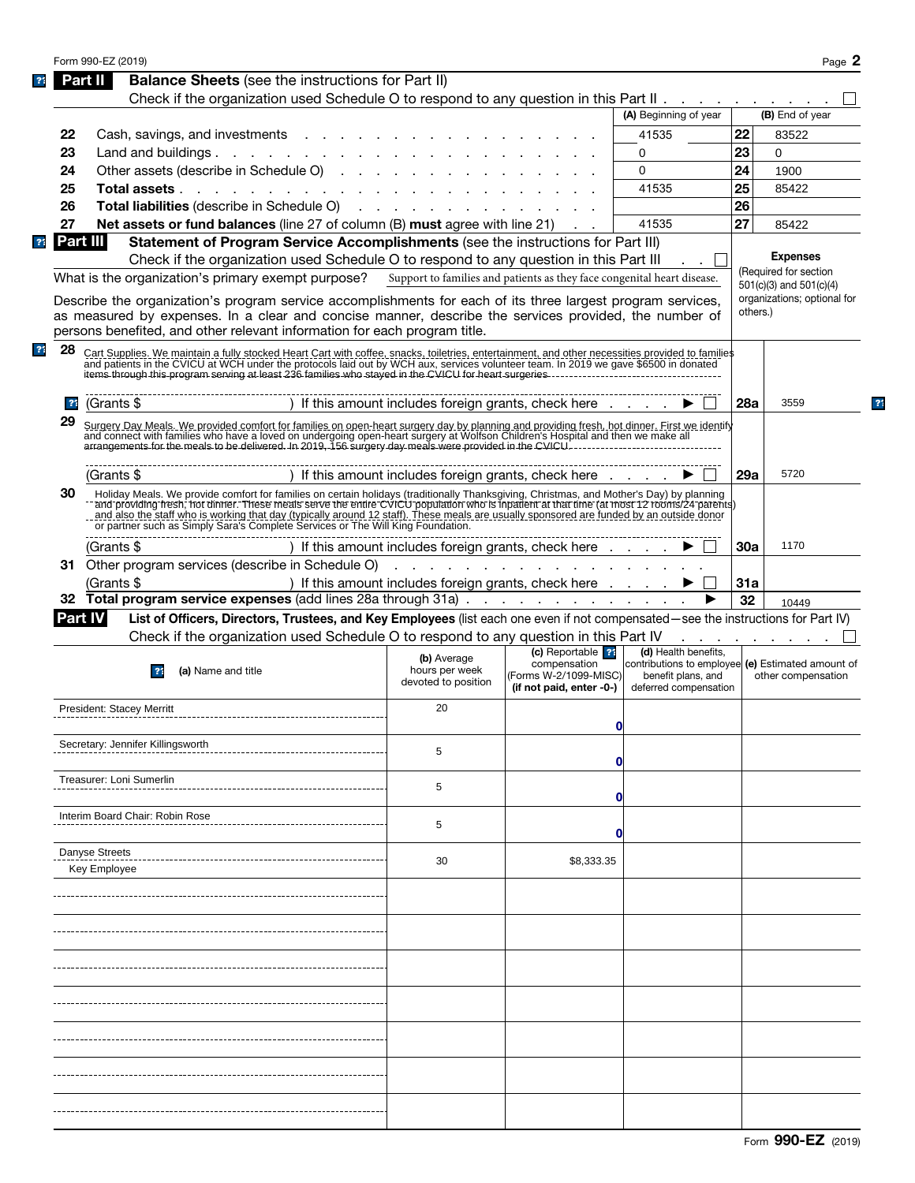Form 990-EZ (2019)

## Part II Balance Sheets (see the instructions for Part II)

Check if the organization used Schedule O to respond to any question in this Part II . . . ☐

| | | (A) Beginning of year | | (B) End of year |
|---|---|---|---|---|
| 22 | Cash, savings, and investments | 41535 | 22 | 83522 |
| 23 | Land and buildings | 0 | 23 | 0 |
| 24 | Other assets (describe in Schedule O) | 0 | 24 | 1900 |
| 25 | **Total assets** | 41535 | 25 | 85422 |
| 26 | **Total liabilities** (describe in Schedule O) | | 26 | |
| 27 | **Net assets or fund balances** (line 27 of column (B) **must** agree with line 21) | 41535 | 27 | 85422 |

## Part III Statement of Program Service Accomplishments (see the instructions for Part III)

Check if the organization used Schedule O to respond to any question in this Part III . . ☐

What is the organization's primary exempt purpose? Support to families and patients as they face congenital heart disease.

Describe the organization's program service accomplishments for each of its three largest program services, as measured by expenses. In a clear and concise manner, describe the services provided, the number of persons benefited, and other relevant information for each program title.

**Expenses** (Required for section 501(c)(3) and 501(c)(4) organizations; optional for others.)

| | | | |
|---|---|---|---|
| 28 | Cart Supplies. We maintain a fully stocked Heart Cart with coffee, snacks, toiletries, entertainment, and other necessities provided to families and patients in the CVICU at WCH under the protocols laid out by WCH aux, services volunteer team. In 2019 we gave $6500 in donated items through this program serving at least 236 families who stayed in the CVICU for heart surgeries. (Grants $ ) If this amount includes foreign grants, check here ☐ | 28a | 3559 |
| 29 | Surgery Day Meals. We provided comfort for families on open-heart surgery day by planning and providing fresh, hot dinner. First we identify and connect with families who have a loved on undergoing open-heart surgery at Wolfson Children's Hospital and then we make all arrangements for the meals to be delivered. In 2019, 156 surgery day meals were provided in the CVICU. (Grants $ ) If this amount includes foreign grants, check here ☐ | 29a | 5720 |
| 30 | Holiday Meals. We provide comfort for families on certain holidays (traditionally Thanksgiving, Christmas, and Mother's Day) by planning and providing fresh, hot dinner. These meals serve the entire CVICU population who is inpatient at that time (at most 12 rooms/24 parents) and also the staff who is working that day (typically around 12 staff). These meals are usually sponsored are funded by an outside donor or partner such as Simply Sara's Complete Services or The Will King Foundation. (Grants $ ) If this amount includes foreign grants, check here ☐ | 30a | 1170 |
| 31 | Other program services (describe in Schedule O) (Grants $ ) If this amount includes foreign grants, check here ☐ | 31a | |
| 32 | **Total program service expenses** (add lines 28a through 31a) | 32 | 10449 |

## Part IV List of Officers, Directors, Trustees, and Key Employees (list each one even if not compensated—see the instructions for Part IV)

Check if the organization used Schedule O to respond to any question in this Part IV . . ☐

| (a) Name and title | (b) Average hours per week devoted to position | (c) Reportable compensation (Forms W-2/1099-MISC) (if not paid, enter -0-) | (d) Health benefits, contributions to employee benefit plans, and deferred compensation | (e) Estimated amount of other compensation |
|---|---|---|---|---|
| President: Stacey Merritt | 20 | 0 | | |
| Secretary: Jennifer Killingsworth | 5 | 0 | | |
| Treasurer: Loni Sumerlin | 5 | 0 | | |
| Interim Board Chair: Robin Rose | 5 | 0 | | |
| Danyse Streets Key Employee | 30 | $8,333.35 | | |

Form **990-EZ** (2019)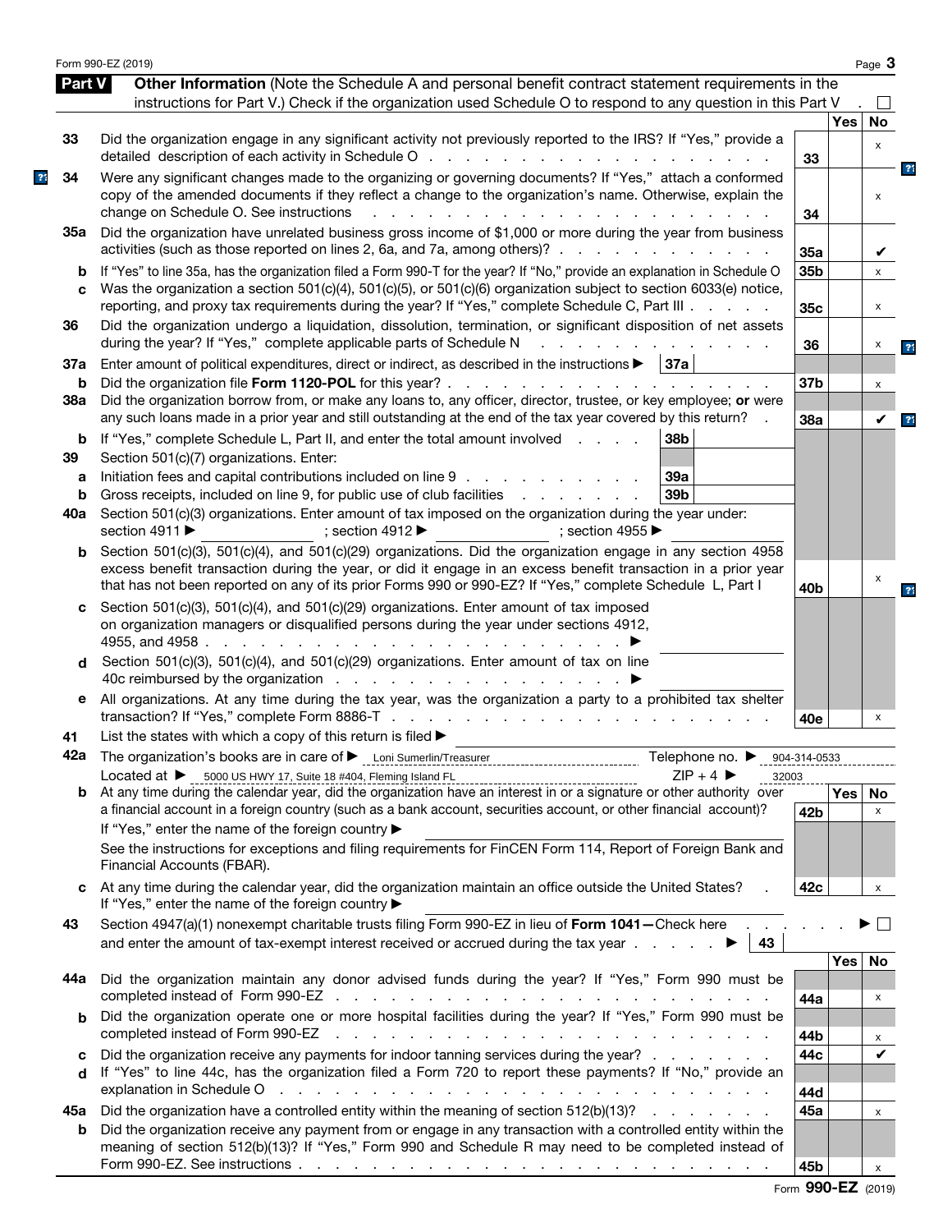## Part V Other Information

(Note the Schedule A and personal benefit contract statement requirements in the instructions for Part V.) Check if the organization used Schedule O to respond to any question in this Part V . . ☐

| Line | Question | Line | Yes | No |
|---|---|---|---|---|
| 33 | Did the organization engage in any significant activity not previously reported to the IRS? If "Yes," provide a detailed description of each activity in Schedule O | 33 | | x |
| 34 | Were any significant changes made to the organizing or governing documents? If "Yes," attach a conformed copy of the amended documents if they reflect a change to the organization's name. Otherwise, explain the change on Schedule O. See instructions | 34 | | x |
| 35a | Did the organization have unrelated business gross income of $1,000 or more during the year from business activities (such as those reported on lines 2, 6a, and 7a, among others)? | 35a | | ✔ |
| b | If "Yes" to line 35a, has the organization filed a Form 990-T for the year? If "No," provide an explanation in Schedule O | 35b | | x |
| c | Was the organization a section 501(c)(4), 501(c)(5), or 501(c)(6) organization subject to section 6033(e) notice, reporting, and proxy tax requirements during the year? If "Yes," complete Schedule C, Part III | 35c | | x |
| 36 | Did the organization undergo a liquidation, dissolution, termination, or significant disposition of net assets during the year? If "Yes," complete applicable parts of Schedule N | 36 | | x |
| 37a | Enter amount of political expenditures, direct or indirect, as described in the instructions ▶ 37a | | | |
| b | Did the organization file **Form 1120-POL** for this year? | 37b | | x |
| 38a | Did the organization borrow from, or make any loans to, any officer, director, trustee, or key employee; **or** were any such loans made in a prior year and still outstanding at the end of the tax year covered by this return? | 38a | | ✔ |
| b | If "Yes," complete Schedule L, Part II, and enter the total amount involved . . . . 38b | | | |
| 39 | Section 501(c)(7) organizations. Enter: | | | |
| a | Initiation fees and capital contributions included on line 9 . . . 39a | | | |
| b | Gross receipts, included on line 9, for public use of club facilities . . . 39b | | | |
| 40a | Section 501(c)(3) organizations. Enter amount of tax imposed on the organization during the year under: section 4911 ▶ ; section 4912 ▶ ; section 4955 ▶ | | | |
| b | Section 501(c)(3), 501(c)(4), and 501(c)(29) organizations. Did the organization engage in any section 4958 excess benefit transaction during the year, or did it engage in an excess benefit transaction in a prior year that has not been reported on any of its prior Forms 990 or 990-EZ? If "Yes," complete Schedule L, Part I | 40b | | x |
| c | Section 501(c)(3), 501(c)(4), and 501(c)(29) organizations. Enter amount of tax imposed on organization managers or disqualified persons during the year under sections 4912, 4955, and 4958 . . . ▶ | | | |
| d | Section 501(c)(3), 501(c)(4), and 501(c)(29) organizations. Enter amount of tax on line 40c reimbursed by the organization . . . ▶ | | | |
| e | All organizations. At any time during the tax year, was the organization a party to a prohibited tax shelter transaction? If "Yes," complete Form 8886-T | 40e | | x |

**41** List the states with which a copy of this return is filed ▶

**42a** The organization's books are in care of ▶ Loni Sumerlin/Treasurer Telephone no. ▶ 904-314-0533
Located at ▶ 5000 US HWY 17, Suite 18 #404, Fleming Island FL ZIP + 4 ▶ 32003

| Line | Question | Line | Yes | No |
|---|---|---|---|---|
| b | At any time during the calendar year, did the organization have an interest in or a signature or other authority over a financial account in a foreign country (such as a bank account, securities account, or other financial account)? If "Yes," enter the name of the foreign country ▶ See the instructions for exceptions and filing requirements for FinCEN Form 114, Report of Foreign Bank and Financial Accounts (FBAR). | 42b | | x |
| c | At any time during the calendar year, did the organization maintain an office outside the United States? If "Yes," enter the name of the foreign country ▶ | 42c | | x |
| 43 | Section 4947(a)(1) nonexempt charitable trusts filing Form 990-EZ in lieu of **Form 1041—** Check here . . . ▶ ☐ and enter the amount of tax-exempt interest received or accrued during the tax year . . . ▶ 43 | | | |
| 44a | Did the organization maintain any donor advised funds during the year? If "Yes," Form 990 must be completed instead of Form 990-EZ | 44a | | x |
| b | Did the organization operate one or more hospital facilities during the year? If "Yes," Form 990 must be completed instead of Form 990-EZ | 44b | | x |
| c | Did the organization receive any payments for indoor tanning services during the year? | 44c | | ✔ |
| d | If "Yes" to line 44c, has the organization filed a Form 720 to report these payments? If "No," provide an explanation in Schedule O | 44d | | |
| 45a | Did the organization have a controlled entity within the meaning of section 512(b)(13)? | 45a | | x |
| b | Did the organization receive any payment from or engage in any transaction with a controlled entity within the meaning of section 512(b)(13)? If "Yes," Form 990 and Schedule R may need to be completed instead of Form 990-EZ. See instructions | 45b | | x |

Form **990-EZ** (2019)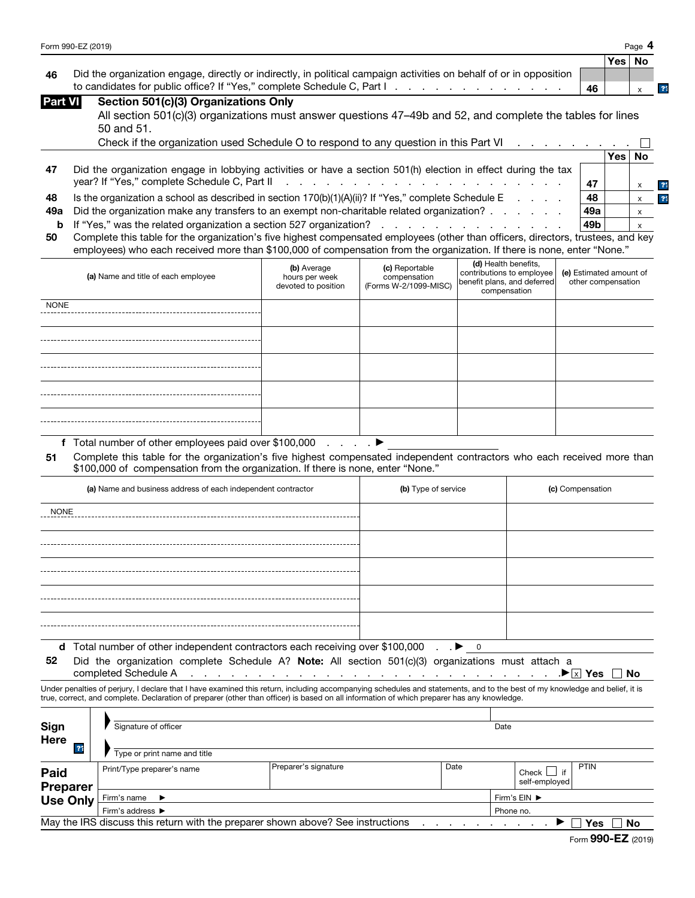| | | | Yes | No |
|---|---|---|---|---|
| 46 | Did the organization engage, directly or indirectly, in political campaign activities on behalf of or in opposition to candidates for public office? If "Yes," complete Schedule C, Part I | 46 | | x |

## Part VI Section 501(c)(3) Organizations Only

All section 501(c)(3) organizations must answer questions 47–49b and 52, and complete the tables for lines 50 and 51.

Check if the organization used Schedule O to respond to any question in this Part VI ☐

| | | | Yes | No |
|---|---|---|---|---|
| 47 | Did the organization engage in lobbying activities or have a section 501(h) election in effect during the tax year? If "Yes," complete Schedule C, Part II | 47 | | x |
| 48 | Is the organization a school as described in section 170(b)(1)(A)(ii)? If "Yes," complete Schedule E | 48 | | x |
| 49a | Did the organization make any transfers to an exempt non-charitable related organization? | 49a | | x |
| b | If "Yes," was the related organization a section 527 organization? | 49b | | x |

**50** Complete this table for the organization's five highest compensated employees (other than officers, directors, trustees, and key employees) who each received more than $100,000 of compensation from the organization. If there is none, enter "None."

| (a) Name and title of each employee | (b) Average hours per week devoted to position | (c) Reportable compensation (Forms W-2/1099-MISC) | (d) Health benefits, contributions to employee benefit plans, and deferred compensation | (e) Estimated amount of other compensation |
|---|---|---|---|---|
| NONE | | | | |
| | | | | |
| | | | | |
| | | | | |
| | | | | |

**f** Total number of other employees paid over $100,000 ▶

**51** Complete this table for the organization's five highest compensated independent contractors who each received more than $100,000 of compensation from the organization. If there is none, enter "None."

| (a) Name and business address of each independent contractor | (b) Type of service | (c) Compensation |
|---|---|---|
| NONE | | |
| | | |
| | | |
| | | |
| | | |

**d** Total number of other independent contractors each receiving over $100,000 ▶ 0

**52** Did the organization complete Schedule A? **Note:** All section 501(c)(3) organizations must attach a completed Schedule A ▶ ☒ Yes ☐ No

Under penalties of perjury, I declare that I have examined this return, including accompanying schedules and statements, and to the best of my knowledge and belief, it is true, correct, and complete. Declaration of preparer (other than officer) is based on all information of which preparer has any knowledge.

**Sign Here**

Signature of officer | Date

Type or print name and title

**Paid Preparer Use Only**

| Print/Type preparer's name | Preparer's signature | Date | Check ☐ if self-employed | PTIN |
|---|---|---|---|---|
| Firm's name ▶ | | | Firm's EIN ▶ | |
| Firm's address ▶ | | | Phone no. | |

May the IRS discuss this return with the preparer shown above? See instructions ▶ ☐ Yes ☐ No

Form **990-EZ** (2019)